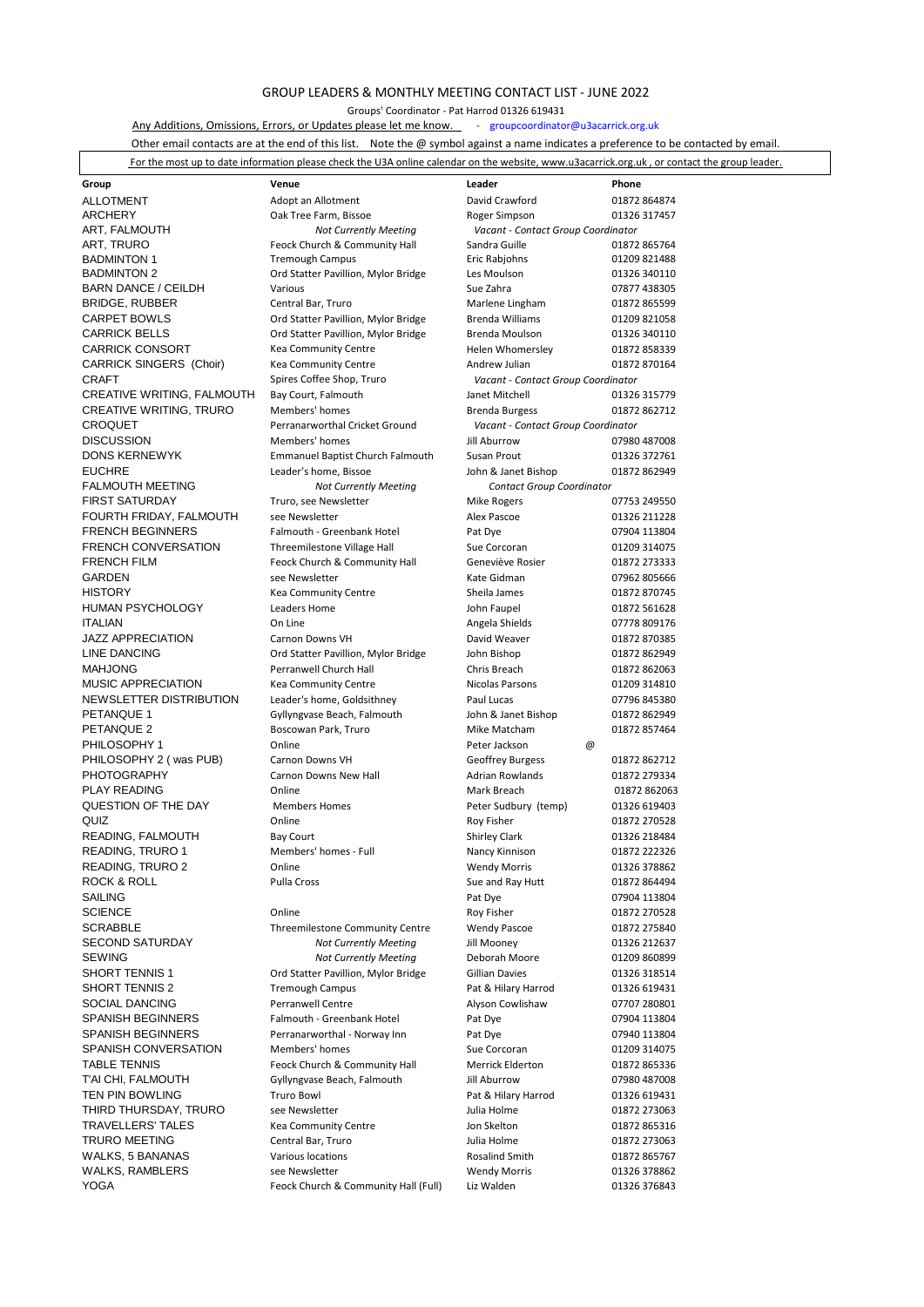# GROUP LEADERS & MONTHLY MEETING CONTACT LIST - JUNE 2022

Groups' Coordinator - Pat Harrod 01326 619431

Any Additions, Omissions, Errors, or Updates please let me know. - groupcoordinator@u3acarrick.org.uk

Other email contacts are at the end of this list. Note the @ symbol against a name indicates a preference to be contacted by email.

For the most up to date information please check the U3A online calendar on the website, www.u3acarrick.org.uk , or contact the group leader.

| Group | Venue | Leader | Phone |
|---|---|---|---|
| ALLOTMENT | Adopt an Allotment | David Crawford | 01872 864874 |
| ARCHERY | Oak Tree Farm, Bissoe | Roger Simpson | 01326 317457 |
| ART, FALMOUTH | *Not Currently Meeting* | *Vacant - Contact Group Coordinator* | |
| ART, TRURO | Feock Church & Community Hall | Sandra Guille | 01872 865764 |
| BADMINTON 1 | Tremough Campus | Eric Rabjohns | 01209 821488 |
| BADMINTON 2 | Ord Statter Pavillion, Mylor Bridge | Les Moulson | 01326 340110 |
| BARN DANCE / CEILDH | Various | Sue Zahra | 07877 438305 |
| BRIDGE, RUBBER | Central Bar, Truro | Marlene Lingham | 01872 865599 |
| CARPET BOWLS | Ord Statter Pavillion, Mylor Bridge | Brenda Williams | 01209 821058 |
| CARRICK BELLS | Ord Statter Pavillion, Mylor Bridge | Brenda Moulson | 01326 340110 |
| CARRICK CONSORT | Kea Community Centre | Helen Whomersley | 01872 858339 |
| CARRICK SINGERS (Choir) | Kea Community Centre | Andrew Julian | 01872 870164 |
| CRAFT | Spires Coffee Shop, Truro | *Vacant - Contact Group Coordinator* | |
| CREATIVE WRITING, FALMOUTH | Bay Court, Falmouth | Janet Mitchell | 01326 315779 |
| CREATIVE WRITING, TRURO | Members' homes | Brenda Burgess | 01872 862712 |
| CROQUET | Perranarworthal Cricket Ground | *Vacant - Contact Group Coordinator* | |
| DISCUSSION | Members' homes | Jill Aburrow | 07980 487008 |
| DONS KERNEWYK | Emmanuel Baptist Church Falmouth | Susan Prout | 01326 372761 |
| EUCHRE | Leader's home, Bissoe | John & Janet Bishop | 01872 862949 |
| FALMOUTH MEETING | *Not Currently Meeting* | *Contact Group Coordinator* | |
| FIRST SATURDAY | Truro, see Newsletter | Mike Rogers | 07753 249550 |
| FOURTH FRIDAY, FALMOUTH | see Newsletter | Alex Pascoe | 01326 211228 |
| FRENCH BEGINNERS | Falmouth - Greenbank Hotel | Pat Dye | 07904 113804 |
| FRENCH CONVERSATION | Threemilestone Village Hall | Sue Corcoran | 01209 314075 |
| FRENCH FILM | Feock Church & Community Hall | Geneviève Rosier | 01872 273333 |
| GARDEN | see Newsletter | Kate Gidman | 07962 805666 |
| HISTORY | Kea Community Centre | Sheila James | 01872 870745 |
| HUMAN PSYCHOLOGY | Leaders Home | John Faupel | 01872 561628 |
| ITALIAN | On Line | Angela Shields | 07778 809176 |
| JAZZ APPRECIATION | Carnon Downs VH | David Weaver | 01872 870385 |
| LINE DANCING | Ord Statter Pavillion, Mylor Bridge | John Bishop | 01872 862949 |
| MAHJONG | Perranwell Church Hall | Chris Breach | 01872 862063 |
| MUSIC APPRECIATION | Kea Community Centre | Nicolas Parsons | 01209 314810 |
| NEWSLETTER DISTRIBUTION | Leader's home, Goldsithney | Paul Lucas | 07796 845380 |
| PETANQUE 1 | Gyllyngvase Beach, Falmouth | John & Janet Bishop | 01872 862949 |
| PETANQUE 2 | Boscowan Park, Truro | Mike Matcham | 01872 857464 |
| PHILOSOPHY 1 | Online | Peter Jackson @ | |
| PHILOSOPHY 2 ( was PUB) | Carnon Downs VH | Geoffrey Burgess | 01872 862712 |
| PHOTOGRAPHY | Carnon Downs New Hall | Adrian Rowlands | 01872 279334 |
| PLAY READING | Online | Mark Breach | 01872 862063 |
| QUESTION OF THE DAY | Members Homes | Peter Sudbury (temp) | 01326 619403 |
| QUIZ | Online | Roy Fisher | 01872 270528 |
| READING, FALMOUTH | Bay Court | Shirley Clark | 01326 218484 |
| READING, TRURO 1 | Members' homes - Full | Nancy Kinnison | 01872 222326 |
| READING, TRURO 2 | Online | Wendy Morris | 01326 378862 |
| ROCK & ROLL | Pulla Cross | Sue and Ray Hutt | 01872 864494 |
| SAILING | | Pat Dye | 07904 113804 |
| SCIENCE | Online | Roy Fisher | 01872 270528 |
| SCRABBLE | Threemilestone Community Centre | Wendy Pascoe | 01872 275840 |
| SECOND SATURDAY | *Not Currently Meeting* | Jill Mooney | 01326 212637 |
| SEWING | *Not Currently Meeting* | Deborah Moore | 01209 860899 |
| SHORT TENNIS 1 | Ord Statter Pavillion, Mylor Bridge | Gillian Davies | 01326 318514 |
| SHORT TENNIS 2 | Tremough Campus | Pat & Hilary Harrod | 01326 619431 |
| SOCIAL DANCING | Perranwell Centre | Alyson Cowlishaw | 07707 280801 |
| SPANISH BEGINNERS | Falmouth - Greenbank Hotel | Pat Dye | 07904 113804 |
| SPANISH BEGINNERS | Perranarworthal - Norway Inn | Pat Dye | 07940 113804 |
| SPANISH CONVERSATION | Members' homes | Sue Corcoran | 01209 314075 |
| TABLE TENNIS | Feock Church & Community Hall | Merrick Elderton | 01872 865336 |
| T'AI CHI, FALMOUTH | Gyllyngvase Beach, Falmouth | Jill Aburrow | 07980 487008 |
| TEN PIN BOWLING | Truro Bowl | Pat & Hilary Harrod | 01326 619431 |
| THIRD THURSDAY, TRURO | see Newsletter | Julia Holme | 01872 273063 |
| TRAVELLERS' TALES | Kea Community Centre | Jon Skelton | 01872 865316 |
| TRURO MEETING | Central Bar, Truro | Julia Holme | 01872 273063 |
| WALKS, 5 BANANAS | Various locations | Rosalind Smith | 01872 865767 |
| WALKS, RAMBLERS | see Newsletter | Wendy Morris | 01326 378862 |
| YOGA | Feock Church & Community Hall (Full) | Liz Walden | 01326 376843 |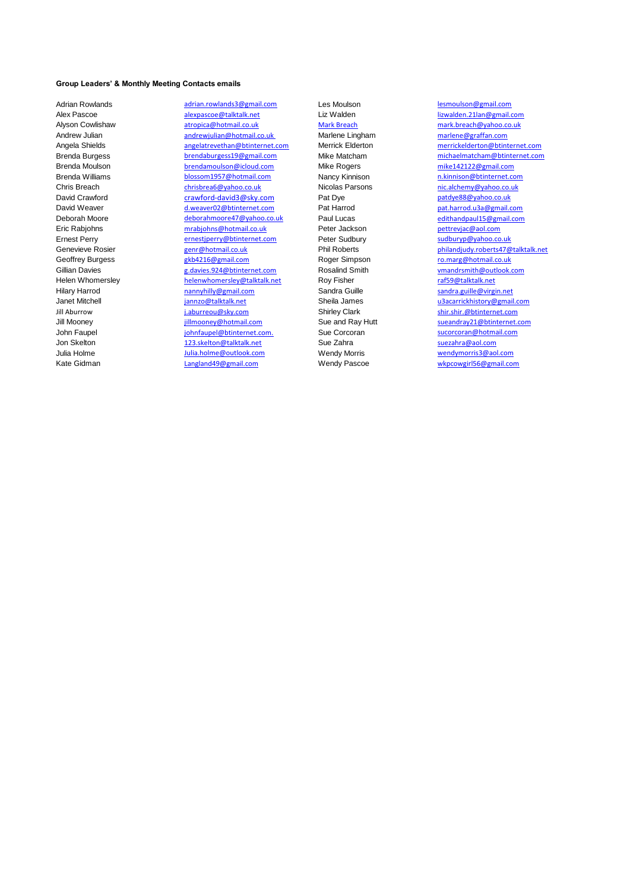**Group Leaders' & Monthly Meeting Contacts emails**

| | | | |
|---|---|---|---|
| Adrian Rowlands | adrian.rowlands3@gmail.com | Les Moulson | lesmoulson@gmail.com |
| Alex Pascoe | alexpascoe@talktalk.net | Liz Walden | lizwalden.21lan@gmail.com |
| Alyson Cowlishaw | atropica@hotmail.co.uk | Mark Breach | mark.breach@yahoo.co.uk |
| Andrew Julian | andrewjulian@hotmail.co.uk | Marlene Lingham | marlene@graffan.com |
| Angela Shields | angelatrevethan@btinternet.com | Merrick Elderton | merrickelderton@btinternet.com |
| Brenda Burgess | brendaburgess19@gmail.com | Mike Matcham | michaelmatcham@btinternet.com |
| Brenda Moulson | brendamoulson@icloud.com | Mike Rogers | mike142122@gmail.com |
| Brenda Williams | blossom1957@hotmail.com | Nancy Kinnison | n.kinnison@btinternet.com |
| Chris Breach | chrisbrea6@yahoo.co.uk | Nicolas Parsons | nic.alchemy@yahoo.co.uk |
| David Crawford | crawford-david3@sky.com | Pat Dye | patdye88@yahoo.co.uk |
| David Weaver | d.weaver02@btinternet.com | Pat Harrod | pat.harrod.u3a@gmail.com |
| Deborah Moore | deborahmoore47@yahoo.co.uk | Paul Lucas | edithandpaul15@gmail.com |
| Eric Rabjohns | mrabjohns@hotmail.co.uk | Peter Jackson | pettrevjac@aol.com |
| Ernest Perry | ernestjperry@btinternet.com | Peter Sudbury | sudburyp@yahoo.co.uk |
| Genevieve Rosier | genr@hotmail.co.uk | Phil Roberts | philandjudy.roberts47@talktalk.net |
| Geoffrey Burgess | gkb4216@gmail.com | Roger Simpson | ro.marg@hotmail.co.uk |
| Gillian Davies | g.davies.924@btinternet.com | Rosalind Smith | vmandrsmith@outlook.com |
| Helen Whomersley | helenwhomersley@talktalk.net | Roy Fisher | raf59@talktalk.net |
| Hilary Harrod | nannyhilly@gmail.com | Sandra Guille | sandra.guille@virgin.net |
| Janet Mitchell | jannzo@talktalk.net | Sheila James | u3acarrickhistory@gmail.com |
| Jill Aburrow | j.aburreou@sky.com | Shirley Clark | shir.shir.@btinternet.com |
| Jill Mooney | jillmooney@hotmail.com | Sue and Ray Hutt | sueandray21@btinternet.com |
| John Faupel | johnfaupel@btinternet.com. | Sue Corcoran | sucorcoran@hotmail.com |
| Jon Skelton | 123.skelton@talktalk.net | Sue Zahra | suezahra@aol.com |
| Julia Holme | Julia.holme@outlook.com | Wendy Morris | wendymorris3@aol.com |
| Kate Gidman | Langland49@gmail.com | Wendy Pascoe | wkpcowgirl56@gmail.com |